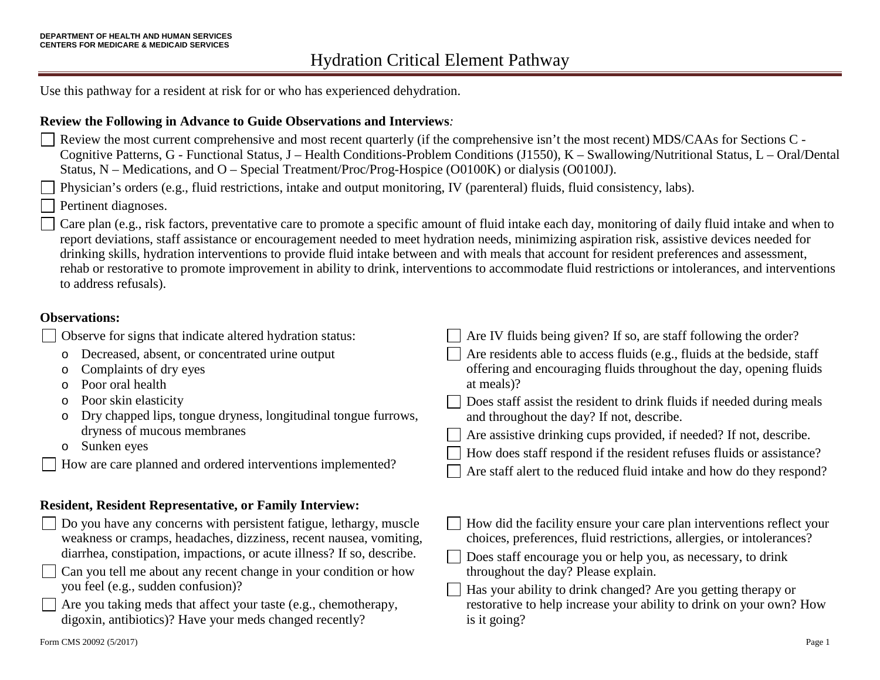DEPARTMENT OF HEALTH AND HUMAN SERVICES
CENTERS FOR MEDICARE & MEDICAID SERVICES

# Hydration Critical Element Pathway

Use this pathway for a resident at risk for or who has experienced dehydration.

**Review the Following in Advance to Guide Observations and Interviews***:*

- ☐ Review the most current comprehensive and most recent quarterly (if the comprehensive isn't the most recent) MDS/CAAs for Sections C - Cognitive Patterns, G - Functional Status, J – Health Conditions-Problem Conditions (J1550), K – Swallowing/Nutritional Status, L – Oral/Dental Status, N – Medications, and O – Special Treatment/Proc/Prog-Hospice (O0100K) or dialysis (O0100J).
- ☐ Physician's orders (e.g., fluid restrictions, intake and output monitoring, IV (parenteral) fluids, fluid consistency, labs).
- ☐ Pertinent diagnoses.
- ☐ Care plan (e.g., risk factors, preventative care to promote a specific amount of fluid intake each day, monitoring of daily fluid intake and when to report deviations, staff assistance or encouragement needed to meet hydration needs, minimizing aspiration risk, assistive devices needed for drinking skills, hydration interventions to provide fluid intake between and with meals that account for resident preferences and assessment, rehab or restorative to promote improvement in ability to drink, interventions to accommodate fluid restrictions or intolerances, and interventions to address refusals).

**Observations:**

- ☐ Observe for signs that indicate altered hydration status:
  - Decreased, absent, or concentrated urine output
  - Complaints of dry eyes
  - Poor oral health
  - Poor skin elasticity
  - Dry chapped lips, tongue dryness, longitudinal tongue furrows, dryness of mucous membranes
  - Sunken eyes
- ☐ How are care planned and ordered interventions implemented?
- ☐ Are IV fluids being given? If so, are staff following the order?
- ☐ Are residents able to access fluids (e.g., fluids at the bedside, staff offering and encouraging fluids throughout the day, opening fluids at meals)?
- ☐ Does staff assist the resident to drink fluids if needed during meals and throughout the day? If not, describe.
- ☐ Are assistive drinking cups provided, if needed? If not, describe.
- ☐ How does staff respond if the resident refuses fluids or assistance?
- ☐ Are staff alert to the reduced fluid intake and how do they respond?

**Resident, Resident Representative, or Family Interview:**

- ☐ Do you have any concerns with persistent fatigue, lethargy, muscle weakness or cramps, headaches, dizziness, recent nausea, vomiting, diarrhea, constipation, impactions, or acute illness? If so, describe.
- ☐ Can you tell me about any recent change in your condition or how you feel (e.g., sudden confusion)?
- ☐ Are you taking meds that affect your taste (e.g., chemotherapy, digoxin, antibiotics)? Have your meds changed recently?
- ☐ How did the facility ensure your care plan interventions reflect your choices, preferences, fluid restrictions, allergies, or intolerances?
- ☐ Does staff encourage you or help you, as necessary, to drink throughout the day? Please explain.
- ☐ Has your ability to drink changed? Are you getting therapy or restorative to help increase your ability to drink on your own? How is it going?

Form CMS 20092 (5/2017)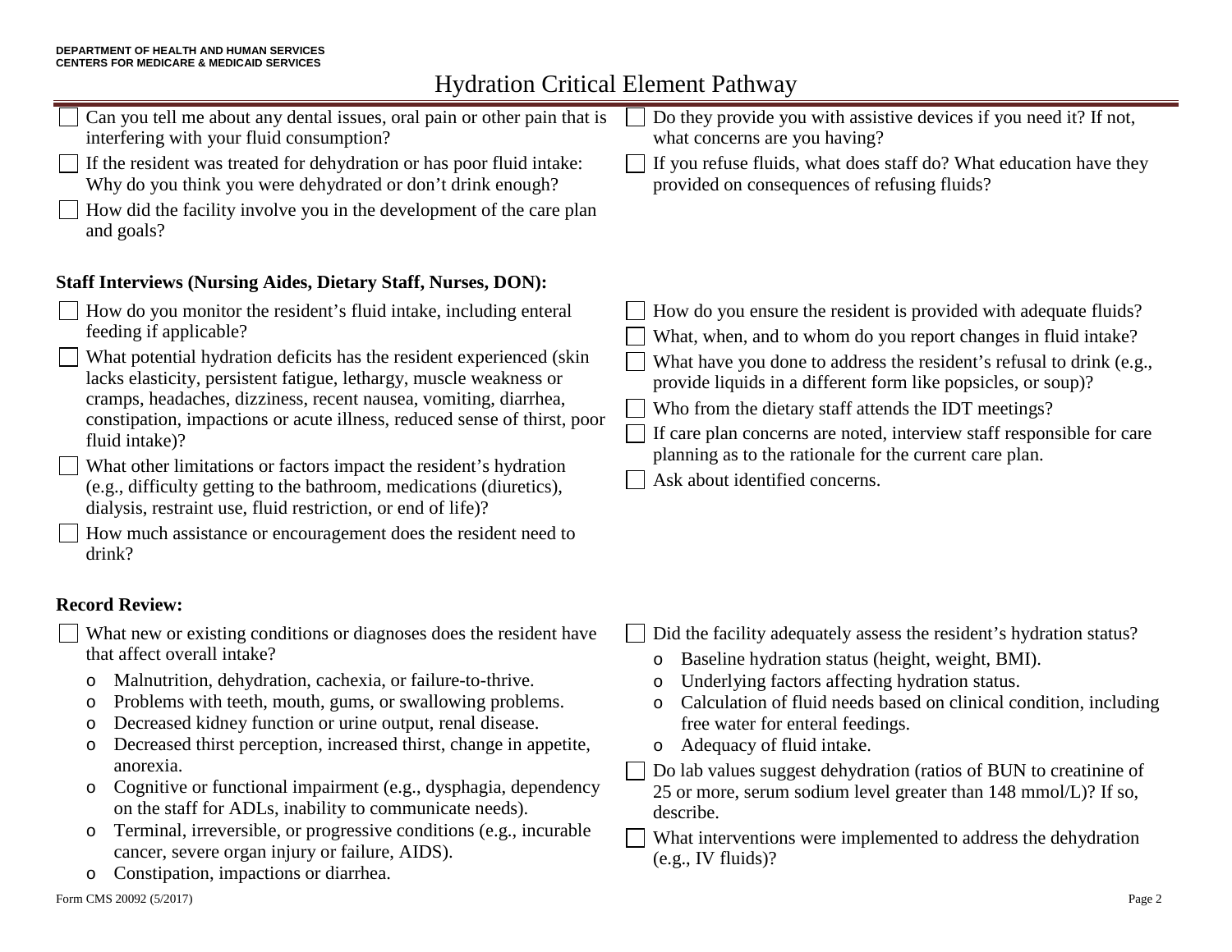# Hydration Critical Element Pathway

- [ ] Can you tell me about any dental issues, oral pain or other pain that is interfering with your fluid consumption?
- [ ] If the resident was treated for dehydration or has poor fluid intake: Why do you think you were dehydrated or don't drink enough?
- [ ] How did the facility involve you in the development of the care plan and goals?
- [ ] Do they provide you with assistive devices if you need it? If not, what concerns are you having?
- [ ] If you refuse fluids, what does staff do? What education have they provided on consequences of refusing fluids?

**Staff Interviews (Nursing Aides, Dietary Staff, Nurses, DON):**

- [ ] How do you monitor the resident's fluid intake, including enteral feeding if applicable?
- [ ] What potential hydration deficits has the resident experienced (skin lacks elasticity, persistent fatigue, lethargy, muscle weakness or cramps, headaches, dizziness, recent nausea, vomiting, diarrhea, constipation, impactions or acute illness, reduced sense of thirst, poor fluid intake)?
- [ ] What other limitations or factors impact the resident's hydration (e.g., difficulty getting to the bathroom, medications (diuretics), dialysis, restraint use, fluid restriction, or end of life)?
- [ ] How much assistance or encouragement does the resident need to drink?
- [ ] How do you ensure the resident is provided with adequate fluids?
- [ ] What, when, and to whom do you report changes in fluid intake?
- [ ] What have you done to address the resident's refusal to drink (e.g., provide liquids in a different form like popsicles, or soup)?
- [ ] Who from the dietary staff attends the IDT meetings?
- [ ] If care plan concerns are noted, interview staff responsible for care planning as to the rationale for the current care plan.
- [ ] Ask about identified concerns.

**Record Review:**

- [ ] What new or existing conditions or diagnoses does the resident have that affect overall intake?
  - Malnutrition, dehydration, cachexia, or failure-to-thrive.
  - Problems with teeth, mouth, gums, or swallowing problems.
  - Decreased kidney function or urine output, renal disease.
  - Decreased thirst perception, increased thirst, change in appetite, anorexia.
  - Cognitive or functional impairment (e.g., dysphagia, dependency on the staff for ADLs, inability to communicate needs).
  - Terminal, irreversible, or progressive conditions (e.g., incurable cancer, severe organ injury or failure, AIDS).
  - Constipation, impactions or diarrhea.
- [ ] Did the facility adequately assess the resident's hydration status?
  - Baseline hydration status (height, weight, BMI).
  - Underlying factors affecting hydration status.
  - Calculation of fluid needs based on clinical condition, including free water for enteral feedings.
  - Adequacy of fluid intake.
- [ ] Do lab values suggest dehydration (ratios of BUN to creatinine of 25 or more, serum sodium level greater than 148 mmol/L)? If so, describe.
- [ ] What interventions were implemented to address the dehydration (e.g., IV fluids)?

Form CMS 20092 (5/2017)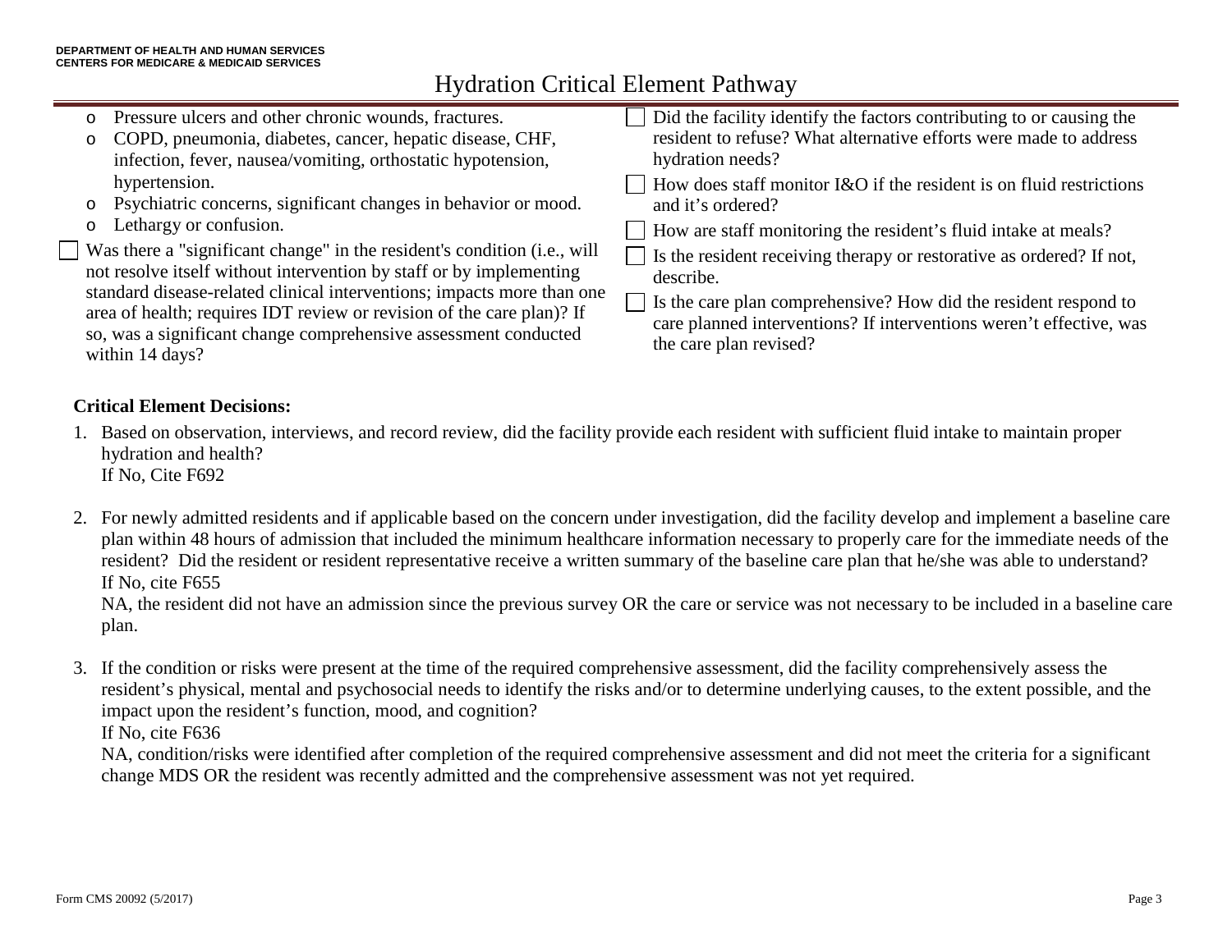# Hydration Critical Element Pathway

- Pressure ulcers and other chronic wounds, fractures.
- COPD, pneumonia, diabetes, cancer, hepatic disease, CHF, infection, fever, nausea/vomiting, orthostatic hypotension, hypertension.
- Psychiatric concerns, significant changes in behavior or mood.
- Lethargy or confusion.

☐ Was there a "significant change" in the resident's condition (i.e., will not resolve itself without intervention by staff or by implementing standard disease-related clinical interventions; impacts more than one area of health; requires IDT review or revision of the care plan)? If so, was a significant change comprehensive assessment conducted within 14 days?

☐ Did the facility identify the factors contributing to or causing the resident to refuse? What alternative efforts were made to address hydration needs?

☐ How does staff monitor I&O if the resident is on fluid restrictions and it's ordered?

☐ How are staff monitoring the resident's fluid intake at meals?

☐ Is the resident receiving therapy or restorative as ordered? If not, describe.

☐ Is the care plan comprehensive? How did the resident respond to care planned interventions? If interventions weren't effective, was the care plan revised?

**Critical Element Decisions:**

1. Based on observation, interviews, and record review, did the facility provide each resident with sufficient fluid intake to maintain proper hydration and health?
   If No, Cite F692

2. For newly admitted residents and if applicable based on the concern under investigation, did the facility develop and implement a baseline care plan within 48 hours of admission that included the minimum healthcare information necessary to properly care for the immediate needs of the resident? Did the resident or resident representative receive a written summary of the baseline care plan that he/she was able to understand?
   If No, cite F655
   NA, the resident did not have an admission since the previous survey OR the care or service was not necessary to be included in a baseline care plan.

3. If the condition or risks were present at the time of the required comprehensive assessment, did the facility comprehensively assess the resident's physical, mental and psychosocial needs to identify the risks and/or to determine underlying causes, to the extent possible, and the impact upon the resident's function, mood, and cognition?
   If No, cite F636
   NA, condition/risks were identified after completion of the required comprehensive assessment and did not meet the criteria for a significant change MDS OR the resident was recently admitted and the comprehensive assessment was not yet required.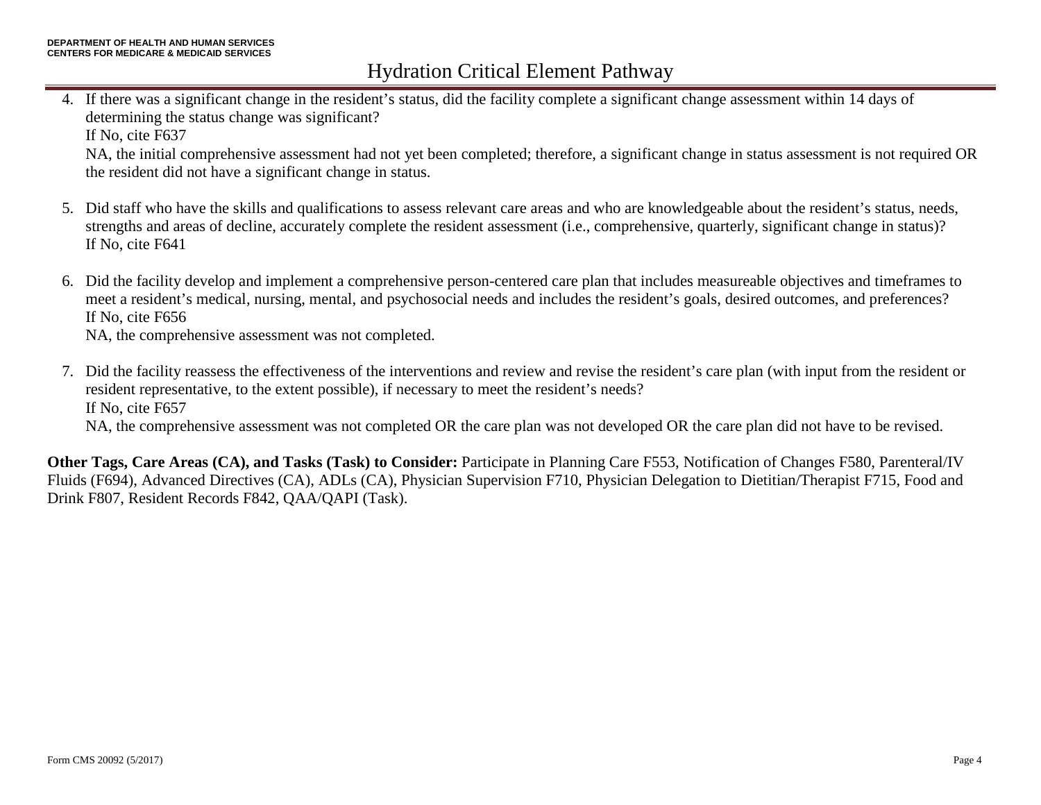# Hydration Critical Element Pathway

4. If there was a significant change in the resident's status, did the facility complete a significant change assessment within 14 days of determining the status change was significant?
   If No, cite F637
   NA, the initial comprehensive assessment had not yet been completed; therefore, a significant change in status assessment is not required OR the resident did not have a significant change in status.

5. Did staff who have the skills and qualifications to assess relevant care areas and who are knowledgeable about the resident's status, needs, strengths and areas of decline, accurately complete the resident assessment (i.e., comprehensive, quarterly, significant change in status)?
   If No, cite F641

6. Did the facility develop and implement a comprehensive person-centered care plan that includes measureable objectives and timeframes to meet a resident's medical, nursing, mental, and psychosocial needs and includes the resident's goals, desired outcomes, and preferences?
   If No, cite F656
   NA, the comprehensive assessment was not completed.

7. Did the facility reassess the effectiveness of the interventions and review and revise the resident's care plan (with input from the resident or resident representative, to the extent possible), if necessary to meet the resident's needs?
   If No, cite F657
   NA, the comprehensive assessment was not completed OR the care plan was not developed OR the care plan did not have to be revised.

**Other Tags, Care Areas (CA), and Tasks (Task) to Consider:** Participate in Planning Care F553, Notification of Changes F580, Parenteral/IV Fluids (F694), Advanced Directives (CA), ADLs (CA), Physician Supervision F710, Physician Delegation to Dietitian/Therapist F715, Food and Drink F807, Resident Records F842, QAA/QAPI (Task).